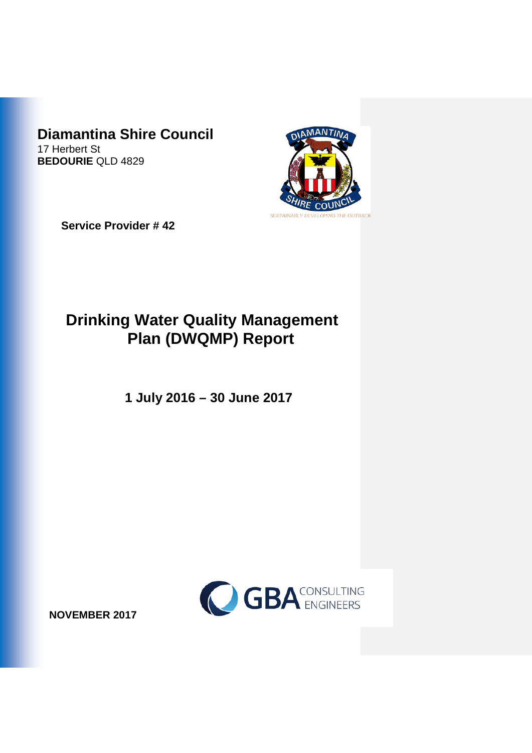**Diamantina Shire Council**
17 Herbert St
**BEDOURIE** QLD 4829

SUSTAINABLY DEVELOPING THE OUTBACK

**Service Provider # 42**

# Drinking Water Quality Management Plan (DWQMP) Report

## 1 July 2016 – 30 June 2017

**NOVEMBER 2017**

GBA CONSULTING ENGINEERS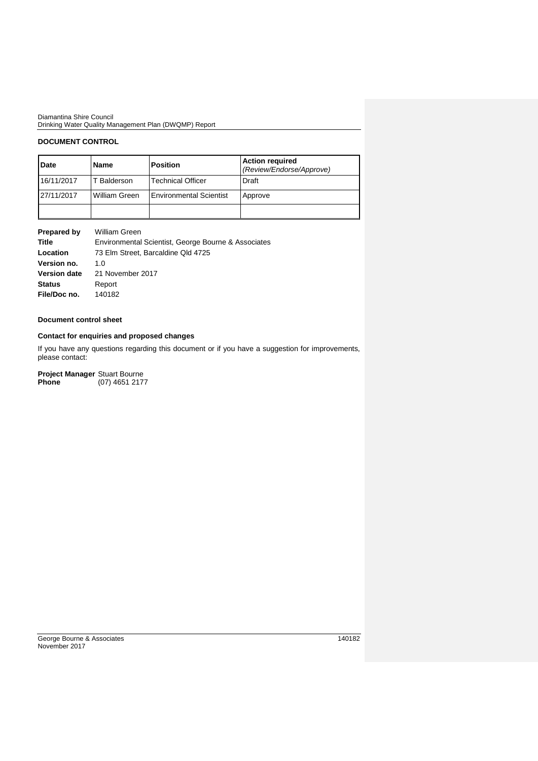## DOCUMENT CONTROL

| Date | Name | Position | Action required *(Review/Endorse/Approve)* |
|---|---|---|---|
| 16/11/2017 | T Balderson | Technical Officer | Draft |
| 27/11/2017 | William Green | Environmental Scientist | Approve |
| | | | |

**Prepared by** William Green
**Title** Environmental Scientist, George Bourne & Associates
**Location** 73 Elm Street, Barcaldine Qld 4725
**Version no.** 1.0
**Version date** 21 November 2017
**Status** Report
**File/Doc no.** 140182

**Document control sheet**

**Contact for enquiries and proposed changes**

If you have any questions regarding this document or if you have a suggestion for improvements, please contact:

**Project Manager** Stuart Bourne
**Phone** (07) 4651 2177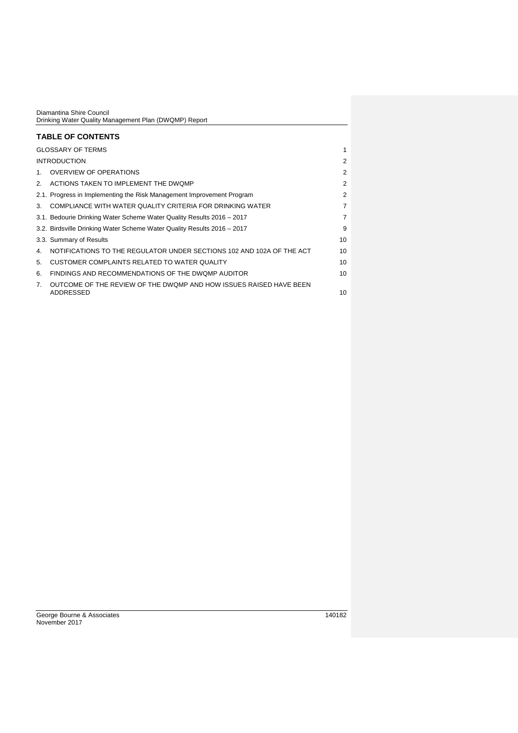## TABLE OF CONTENTS

| | |
|---|---|
| GLOSSARY OF TERMS | 1 |
| INTRODUCTION | 2 |
| 1. OVERVIEW OF OPERATIONS | 2 |
| 2. ACTIONS TAKEN TO IMPLEMENT THE DWQMP | 2 |
| 2.1. Progress in Implementing the Risk Management Improvement Program | 2 |
| 3. COMPLIANCE WITH WATER QUALITY CRITERIA FOR DRINKING WATER | 7 |
| 3.1. Bedourie Drinking Water Scheme Water Quality Results 2016 – 2017 | 7 |
| 3.2. Birdsville Drinking Water Scheme Water Quality Results 2016 – 2017 | 9 |
| 3.3. Summary of Results | 10 |
| 4. NOTIFICATIONS TO THE REGULATOR UNDER SECTIONS 102 AND 102A OF THE ACT | 10 |
| 5. CUSTOMER COMPLAINTS RELATED TO WATER QUALITY | 10 |
| 6. FINDINGS AND RECOMMENDATIONS OF THE DWQMP AUDITOR | 10 |
| 7. OUTCOME OF THE REVIEW OF THE DWQMP AND HOW ISSUES RAISED HAVE BEEN ADDRESSED | 10 |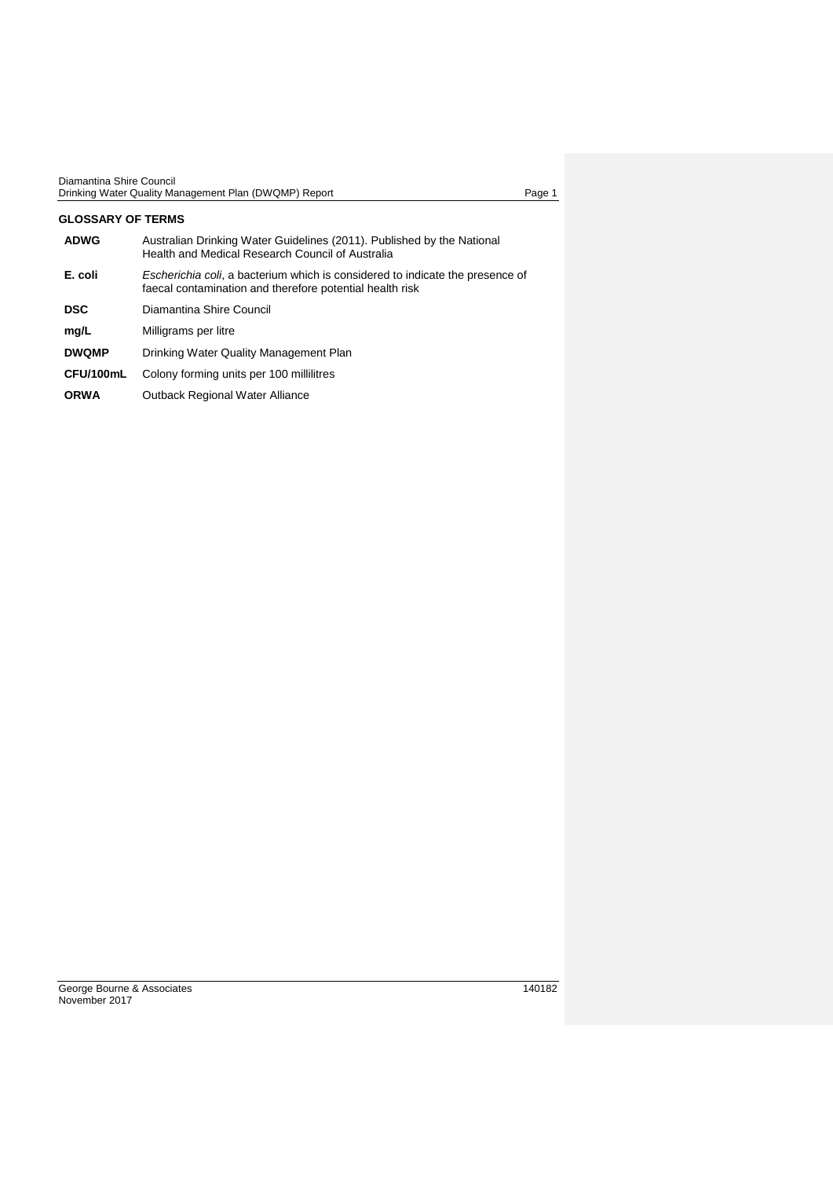## GLOSSARY OF TERMS

| | |
|---|---|
| **ADWG** | Australian Drinking Water Guidelines (2011). Published by the National Health and Medical Research Council of Australia |
| **E. coli** | *Escherichia coli*, a bacterium which is considered to indicate the presence of faecal contamination and therefore potential health risk |
| **DSC** | Diamantina Shire Council |
| **mg/L** | Milligrams per litre |
| **DWQMP** | Drinking Water Quality Management Plan |
| **CFU/100mL** | Colony forming units per 100 millilitres |
| **ORWA** | Outback Regional Water Alliance |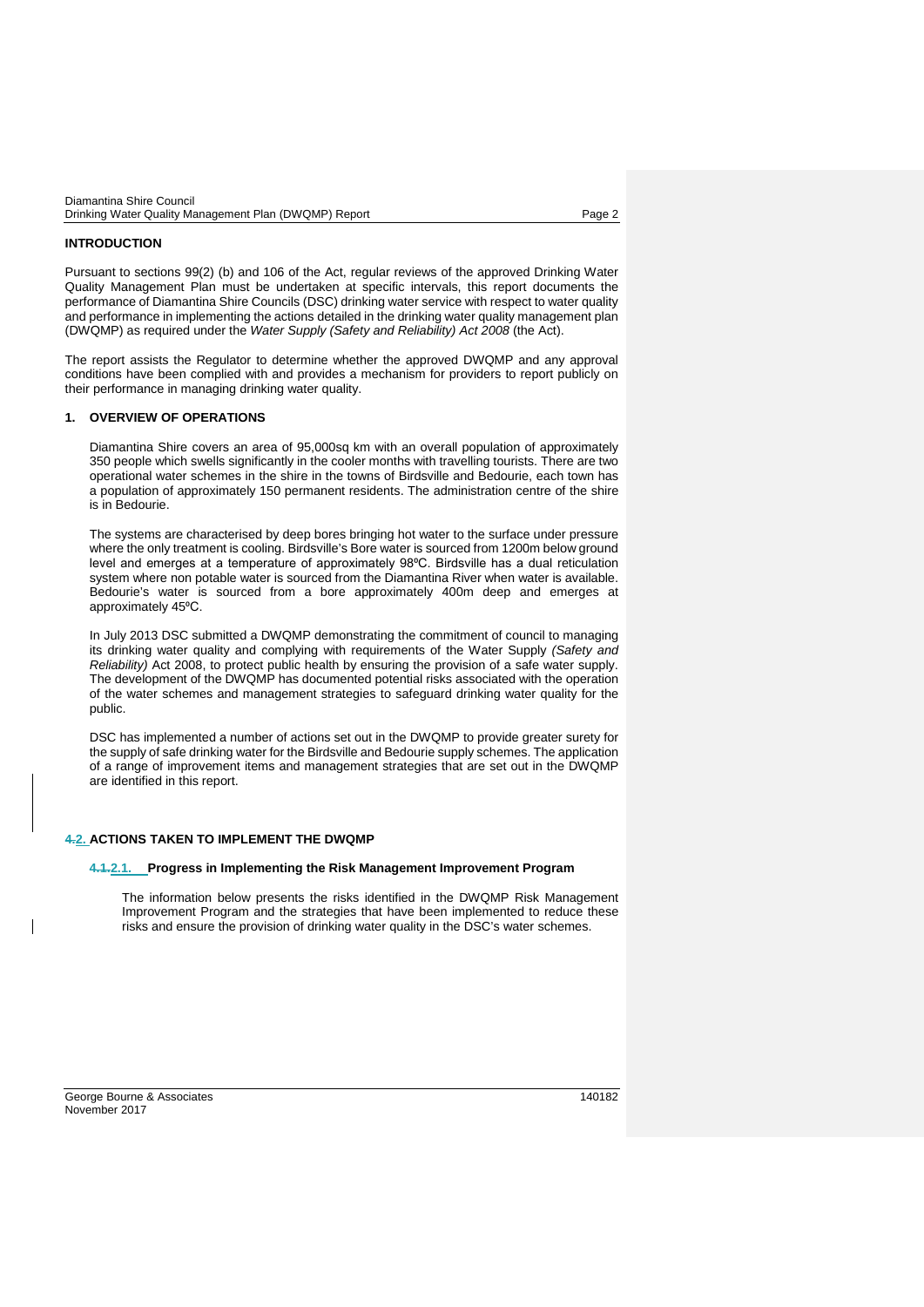## INTRODUCTION

Pursuant to sections 99(2) (b) and 106 of the Act, regular reviews of the approved Drinking Water Quality Management Plan must be undertaken at specific intervals, this report documents the performance of Diamantina Shire Councils (DSC) drinking water service with respect to water quality and performance in implementing the actions detailed in the drinking water quality management plan (DWQMP) as required under the *Water Supply (Safety and Reliability) Act 2008* (the Act).

The report assists the Regulator to determine whether the approved DWQMP and any approval conditions have been complied with and provides a mechanism for providers to report publicly on their performance in managing drinking water quality.

## 1. OVERVIEW OF OPERATIONS

Diamantina Shire covers an area of 95,000sq km with an overall population of approximately 350 people which swells significantly in the cooler months with travelling tourists. There are two operational water schemes in the shire in the towns of Birdsville and Bedourie, each town has a population of approximately 150 permanent residents. The administration centre of the shire is in Bedourie.

The systems are characterised by deep bores bringing hot water to the surface under pressure where the only treatment is cooling. Birdsville's Bore water is sourced from 1200m below ground level and emerges at a temperature of approximately 98ºC. Birdsville has a dual reticulation system where non potable water is sourced from the Diamantina River when water is available. Bedourie's water is sourced from a bore approximately 400m deep and emerges at approximately 45ºC.

In July 2013 DSC submitted a DWQMP demonstrating the commitment of council to managing its drinking water quality and complying with requirements of the Water Supply *(Safety and Reliability)* Act 2008, to protect public health by ensuring the provision of a safe water supply. The development of the DWQMP has documented potential risks associated with the operation of the water schemes and management strategies to safeguard drinking water quality for the public.

DSC has implemented a number of actions set out in the DWQMP to provide greater surety for the supply of safe drinking water for the Birdsville and Bedourie supply schemes. The application of a range of improvement items and management strategies that are set out in the DWQMP are identified in this report.

## 2. ACTIONS TAKEN TO IMPLEMENT THE DWQMP

### 2.1. Progress in Implementing the Risk Management Improvement Program

The information below presents the risks identified in the DWQMP Risk Management Improvement Program and the strategies that have been implemented to reduce these risks and ensure the provision of drinking water quality in the DSC's water schemes.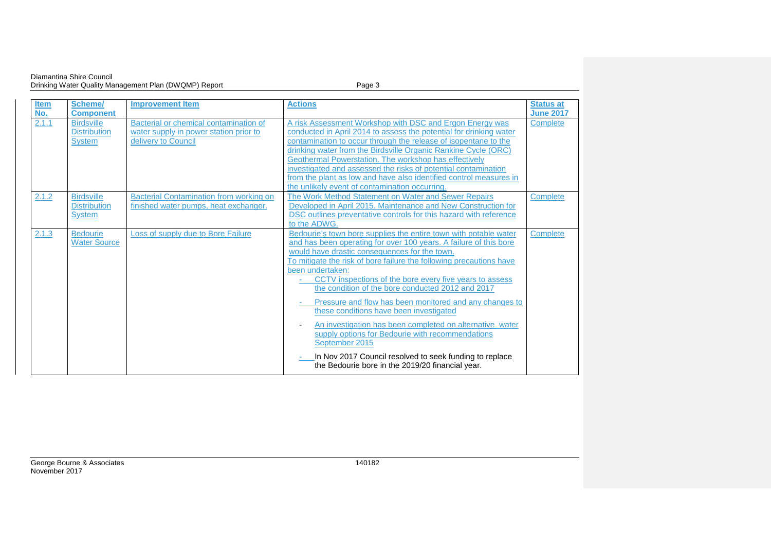| Item No. | Scheme/ Component | Improvement Item | Actions | Status at June 2017 |
|---|---|---|---|---|
| 2.1.1 | Birdsville Distribution System | Bacterial or chemical contamination of water supply in power station prior to delivery to Council | A risk Assessment Workshop with DSC and Ergon Energy was conducted in April 2014 to assess the potential for drinking water contamination to occur through the release of isopentane to the drinking water from the Birdsville Organic Rankine Cycle (ORC) Geothermal Powerstation. The workshop has effectively investigated and assessed the risks of potential contamination from the plant as low and have also identified control measures in the unlikely event of contamination occurring. | Complete |
| 2.1.2 | Birdsville Distribution System | Bacterial Contamination from working on finished water pumps, heat exchanger. | The Work Method Statement on Water and Sewer Repairs Developed in April 2015. Maintenance and New Construction for DSC outlines preventative controls for this hazard with reference to the ADWG. | Complete |
| 2.1.3 | Bedourie Water Source | Loss of supply due to Bore Failure | Bedourie's town bore supplies the entire town with potable water and has been operating for over 100 years. A failure of this bore would have drastic consequences for the town.<br>To mitigate the risk of bore failure the following precautions have been undertaken:<br>- CCTV inspections of the bore every five years to assess the condition of the bore conducted 2012 and 2017<br>- Pressure and flow has been monitored and any changes to these conditions have been investigated<br>- An investigation has been completed on alternative water supply options for Bedourie with recommendations September 2015<br>- In Nov 2017 Council resolved to seek funding to replace the Bedourie bore in the 2019/20 financial year. | Complete |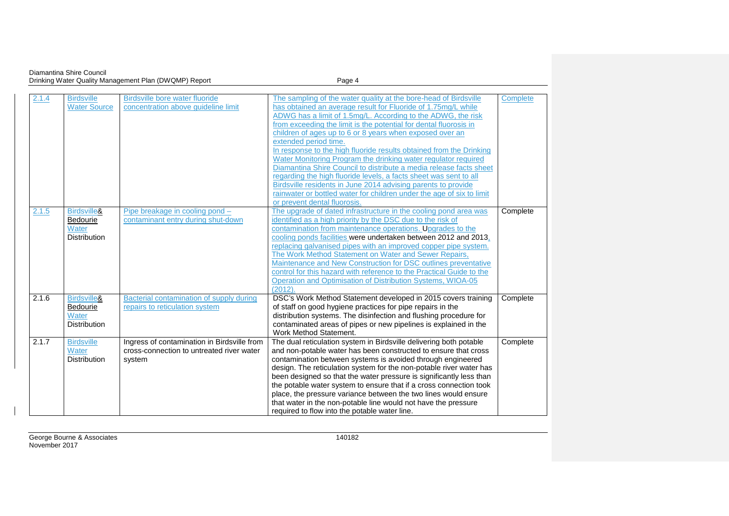| 2.1.4 | Birdsville Water Source | Birdsville bore water fluoride concentration above guideline limit | The sampling of the water quality at the bore-head of Birdsville has obtained an average result for Fluoride of 1.75mg/L while ADWG has a limit of 1.5mg/L. According to the ADWG, the risk from exceeding the limit is the potential for dental fluorosis in children of ages up to 6 or 8 years when exposed over an extended period time. In response to the high fluoride results obtained from the Drinking Water Monitoring Program the drinking water regulator required Diamantina Shire Council to distribute a media release facts sheet regarding the high fluoride levels, a facts sheet was sent to all Birdsville residents in June 2014 advising parents to provide rainwater or bottled water for children under the age of six to limit or prevent dental fluorosis. | Complete |
|---|---|---|---|---|
| 2.1.5 | Birdsville& Bedourie Water Distribution | Pipe breakage in cooling pond – contaminant entry during shut-down | The upgrade of dated infrastructure in the cooling pond area was identified as a high priority by the DSC due to the risk of contamination from maintenance operations. Upgrades to the cooling ponds facilities were undertaken between 2012 and 2013, replacing galvanised pipes with an improved copper pipe system. The Work Method Statement on Water and Sewer Repairs, Maintenance and New Construction for DSC outlines preventative control for this hazard with reference to the Practical Guide to the Operation and Optimisation of Distribution Systems, WIOA-05 (2012). | Complete |
| 2.1.6 | Birdsville& Bedourie Water Distribution | Bacterial contamination of supply during repairs to reticulation system | DSC's Work Method Statement developed in 2015 covers training of staff on good hygiene practices for pipe repairs in the distribution systems. The disinfection and flushing procedure for contaminated areas of pipes or new pipelines is explained in the Work Method Statement. | Complete |
| 2.1.7 | Birdsville Water Distribution | Ingress of contamination in Birdsville from cross-connection to untreated river water system | The dual reticulation system in Birdsville delivering both potable and non-potable water has been constructed to ensure that cross contamination between systems is avoided through engineered design. The reticulation system for the non-potable river water has been designed so that the water pressure is significantly less than the potable water system to ensure that if a cross connection took place, the pressure variance between the two lines would ensure that water in the non-potable line would not have the pressure required to flow into the potable water line. | Complete |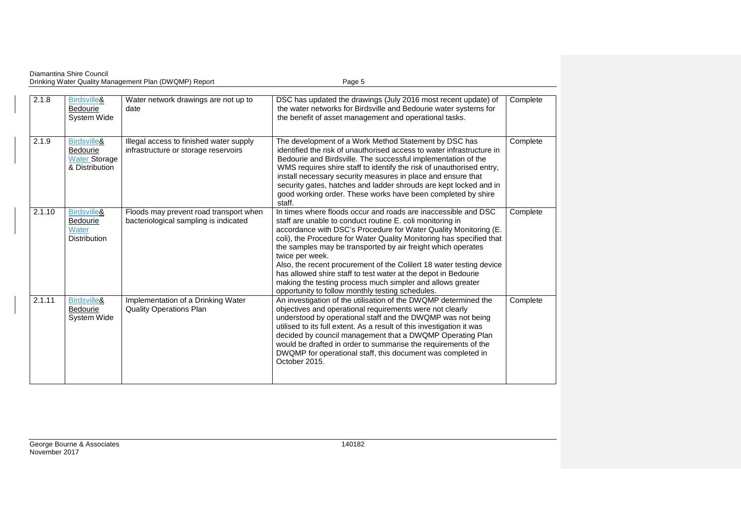| 2.1.8 | Birdsville& Bedourie System Wide | Water network drawings are not up to date | DSC has updated the drawings (July 2016 most recent update) of the water networks for Birdsville and Bedourie water systems for the benefit of asset management and operational tasks. | Complete |
|---|---|---|---|---|
| 2.1.9 | Birdsville& Bedourie Water Storage & Distribution | Illegal access to finished water supply infrastructure or storage reservoirs | The development of a Work Method Statement by DSC has identified the risk of unauthorised access to water infrastructure in Bedourie and Birdsville. The successful implementation of the WMS requires shire staff to identify the risk of unauthorised entry, install necessary security measures in place and ensure that security gates, hatches and ladder shrouds are kept locked and in good working order. These works have been completed by shire staff. | Complete |
| 2.1.10 | Birdsville& Bedourie Water Distribution | Floods may prevent road transport when bacteriological sampling is indicated | In times where floods occur and roads are inaccessible and DSC staff are unable to conduct routine E. coli monitoring in accordance with DSC's Procedure for Water Quality Monitoring (E. coli), the Procedure for Water Quality Monitoring has specified that the samples may be transported by air freight which operates twice per week.<br>Also, the recent procurement of the Colilert 18 water testing device has allowed shire staff to test water at the depot in Bedourie making the testing process much simpler and allows greater opportunity to follow monthly testing schedules. | Complete |
| 2.1.11 | Birdsville& Bedourie System Wide | Implementation of a Drinking Water Quality Operations Plan | An investigation of the utilisation of the DWQMP determined the objectives and operational requirements were not clearly understood by operational staff and the DWQMP was not being utilised to its full extent. As a result of this investigation it was decided by council management that a DWQMP Operating Plan would be drafted in order to summarise the requirements of the DWQMP for operational staff, this document was completed in October 2015. | Complete |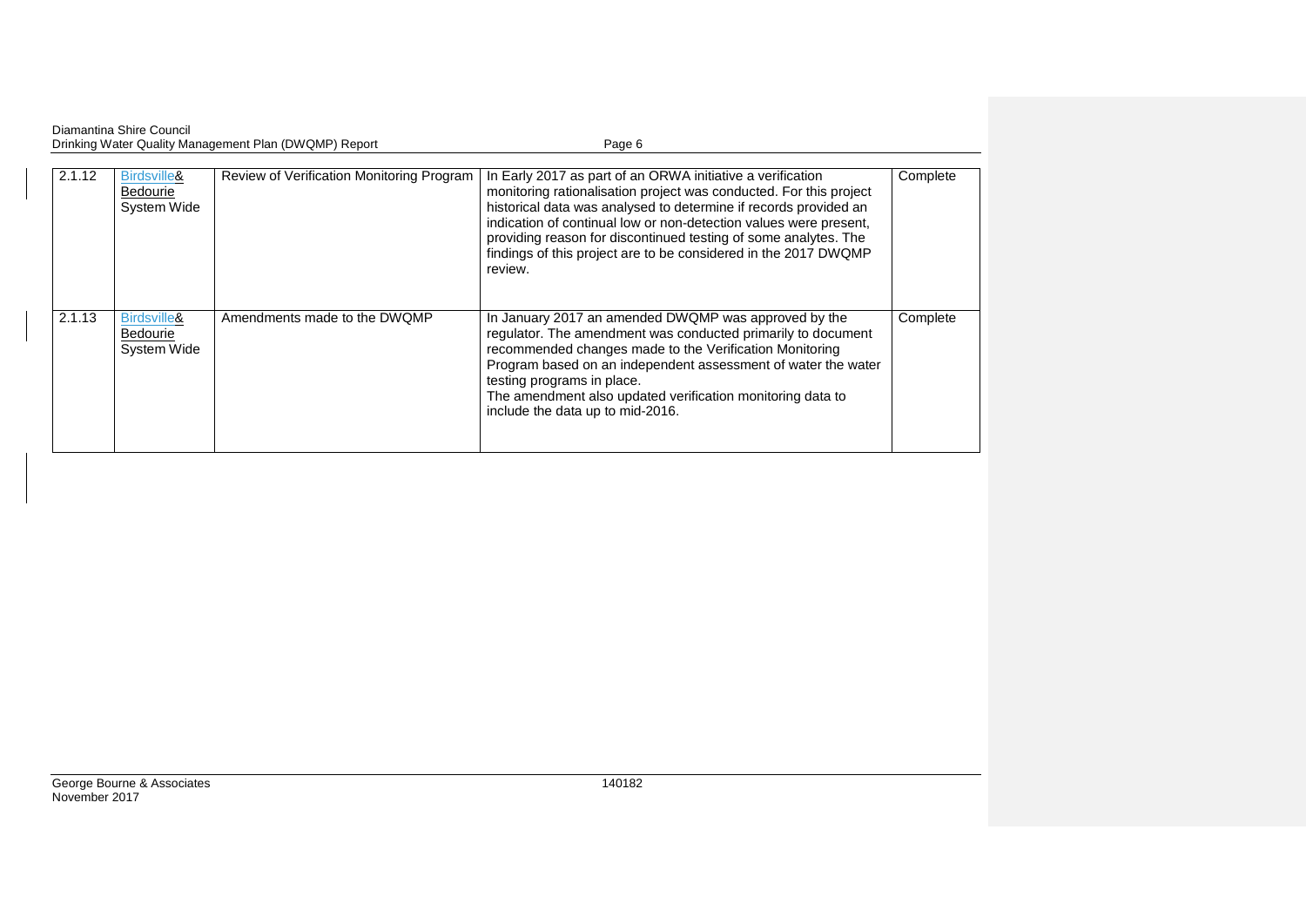| 2.1.12 | Birdsville& Bedourie System Wide | Review of Verification Monitoring Program | In Early 2017 as part of an ORWA initiative a verification monitoring rationalisation project was conducted. For this project historical data was analysed to determine if records provided an indication of continual low or non-detection values were present, providing reason for discontinued testing of some analytes. The findings of this project are to be considered in the 2017 DWQMP review. | Complete |
|---|---|---|---|---|
| 2.1.13 | Birdsville& Bedourie System Wide | Amendments made to the DWQMP | In January 2017 an amended DWQMP was approved by the regulator. The amendment was conducted primarily to document recommended changes made to the Verification Monitoring Program based on an independent assessment of water the water testing programs in place.<br>The amendment also updated verification monitoring data to include the data up to mid-2016. | Complete |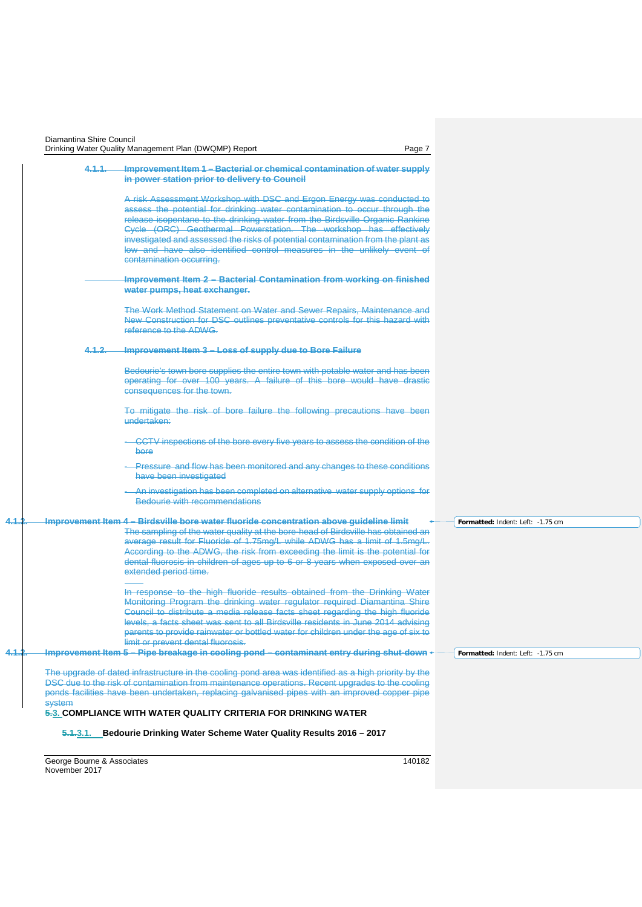#### 4.1.1. Improvement Item 1 – Bacterial or chemical contamination of water supply in power station prior to delivery to Council

A risk Assessment Workshop with DSC and Ergon Energy was conducted to assess the potential for drinking water contamination to occur through the release isopentane to the drinking water from the Birdsville Organic Rankine Cycle (ORC) Geothermal Powerstation. The workshop has effectively investigated and assessed the risks of potential contamination from the plant as low and have also identified control measures in the unlikely event of contamination occurring.

#### Improvement Item 2 – Bacterial Contamination from working on finished water pumps, heat exchanger.

The Work Method Statement on Water and Sewer Repairs, Maintenance and New Construction for DSC outlines preventative controls for this hazard with reference to the ADWG.

#### 4.1.2. Improvement Item 3 – Loss of supply due to Bore Failure

Bedourie's town bore supplies the entire town with potable water and has been operating for over 100 years. A failure of this bore would have drastic consequences for the town.

To mitigate the risk of bore failure the following precautions have been undertaken:

- CCTV inspections of the bore every five years to assess the condition of the bore
- Pressure and flow has been monitored and any changes to these conditions have been investigated
- An investigation has been completed on alternative water supply options for Bedourie with recommendations

#### 4.1.2. Improvement Item 4 – Birdsville bore water fluoride concentration above guideline limit

The sampling of the water quality at the bore head of Birdsville has obtained an average result for Fluoride of 1.75mg/L while ADWG has a limit of 1.5mg/L. According to the ADWG, the risk from exceeding the limit is the potential for dental fluorosis in children of ages up to 6 or 8 years when exposed over an extended period time.

In response to the high fluoride results obtained from the Drinking Water Monitoring Program the drinking water regulator required Diamantina Shire Council to distribute a media release facts sheet regarding the high fluoride levels, a facts sheet was sent to all Birdsville residents in June 2014 advising parents to provide rainwater or bottled water for children under the age of six to limit or prevent dental fluorosis.

#### 4.1.2. Improvement Item 5 – Pipe breakage in cooling pond – contaminant entry during shut-down

The upgrade of dated infrastructure in the cooling pond area was identified as a high priority by the DSC due to the risk of contamination from maintenance operations. Recent upgrades to the cooling ponds facilities have been undertaken, replacing galvanised pipes with an improved copper pipe system

## 3. COMPLIANCE WITH WATER QUALITY CRITERIA FOR DRINKING WATER

### 3.1. Bedourie Drinking Water Scheme Water Quality Results 2016 – 2017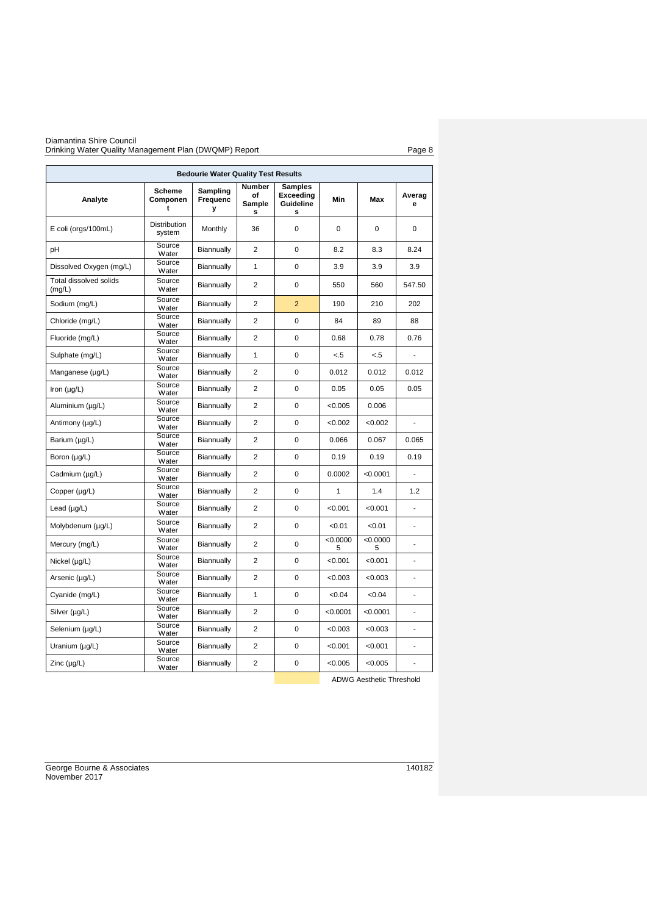| Bedourie Water Quality Test Results | | | | | | | |
|---|---|---|---|---|---|---|---|
| Analyte | Scheme Component | Sampling Frequency | Number of Samples | Samples Exceeding Guidelines | Min | Max | Average |
| E coli (orgs/100mL) | Distribution system | Monthly | 36 | 0 | 0 | 0 | 0 |
| pH | Source Water | Biannually | 2 | 0 | 8.2 | 8.3 | 8.24 |
| Dissolved Oxygen (mg/L) | Source Water | Biannually | 1 | 0 | 3.9 | 3.9 | 3.9 |
| Total dissolved solids (mg/L) | Source Water | Biannually | 2 | 0 | 550 | 560 | 547.50 |
| Sodium (mg/L) | Source Water | Biannually | 2 | 2 | 190 | 210 | 202 |
| Chloride (mg/L) | Source Water | Biannually | 2 | 0 | 84 | 89 | 88 |
| Fluoride (mg/L) | Source Water | Biannually | 2 | 0 | 0.68 | 0.78 | 0.76 |
| Sulphate (mg/L) | Source Water | Biannually | 1 | 0 | <.5 | <.5 | - |
| Manganese (µg/L) | Source Water | Biannually | 2 | 0 | 0.012 | 0.012 | 0.012 |
| Iron (µg/L) | Source Water | Biannually | 2 | 0 | 0.05 | 0.05 | 0.05 |
| Aluminium (µg/L) | Source Water | Biannually | 2 | 0 | <0.005 | 0.006 | |
| Antimony (µg/L) | Source Water | Biannually | 2 | 0 | <0.002 | <0.002 | - |
| Barium (µg/L) | Source Water | Biannually | 2 | 0 | 0.066 | 0.067 | 0.065 |
| Boron (µg/L) | Source Water | Biannually | 2 | 0 | 0.19 | 0.19 | 0.19 |
| Cadmium (µg/L) | Source Water | Biannually | 2 | 0 | 0.0002 | <0.0001 | - |
| Copper (µg/L) | Source Water | Biannually | 2 | 0 | 1 | 1.4 | 1.2 |
| Lead (µg/L) | Source Water | Biannually | 2 | 0 | <0.001 | <0.001 | - |
| Molybdenum (µg/L) | Source Water | Biannually | 2 | 0 | <0.01 | <0.01 | - |
| Mercury (mg/L) | Source Water | Biannually | 2 | 0 | <0.00005 | <0.00005 | - |
| Nickel (µg/L) | Source Water | Biannually | 2 | 0 | <0.001 | <0.001 | - |
| Arsenic (µg/L) | Source Water | Biannually | 2 | 0 | <0.003 | <0.003 | - |
| Cyanide (mg/L) | Source Water | Biannually | 1 | 0 | <0.04 | <0.04 | - |
| Silver (µg/L) | Source Water | Biannually | 2 | 0 | <0.0001 | <0.0001 | - |
| Selenium (µg/L) | Source Water | Biannually | 2 | 0 | <0.003 | <0.003 | - |
| Uranium (µg/L) | Source Water | Biannually | 2 | 0 | <0.001 | <0.001 | - |
| Zinc (µg/L) | Source Water | Biannually | 2 | 0 | <0.005 | <0.005 | - |

ADWG Aesthetic Threshold (highlighted cells)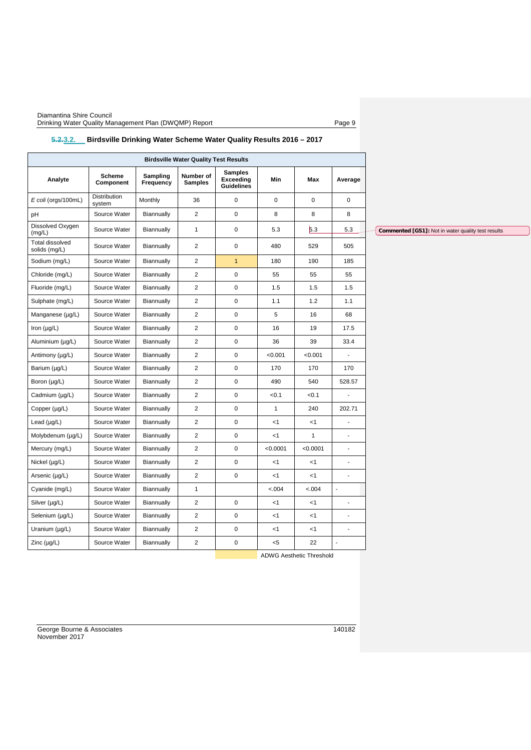### 5.2.3.2. Birdsville Drinking Water Scheme Water Quality Results 2016 – 2017

| Birdsville Water Quality Test Results | | | | | | | |
|---|---|---|---|---|---|---|---|
| Analyte | Scheme Component | Sampling Frequency | Number of Samples | Samples Exceeding Guidelines | Min | Max | Average |
| *E coli* (orgs/100mL) | Distribution system | Monthly | 36 | 0 | 0 | 0 | 0 |
| pH | Source Water | Biannually | 2 | 0 | 8 | 8 | 8 |
| Dissolved Oxygen (mg/L) | Source Water | Biannually | 1 | 0 | 5.3 | 5.3 | 5.3 |
| Total dissolved solids (mg/L) | Source Water | Biannually | 2 | 0 | 480 | 529 | 505 |
| Sodium (mg/L) | Source Water | Biannually | 2 | 1 | 180 | 190 | 185 |
| Chloride (mg/L) | Source Water | Biannually | 2 | 0 | 55 | 55 | 55 |
| Fluoride (mg/L) | Source Water | Biannually | 2 | 0 | 1.5 | 1.5 | 1.5 |
| Sulphate (mg/L) | Source Water | Biannually | 2 | 0 | 1.1 | 1.2 | 1.1 |
| Manganese (µg/L) | Source Water | Biannually | 2 | 0 | 5 | 16 | 68 |
| Iron (µg/L) | Source Water | Biannually | 2 | 0 | 16 | 19 | 17.5 |
| Aluminium (µg/L) | Source Water | Biannually | 2 | 0 | 36 | 39 | 33.4 |
| Antimony (µg/L) | Source Water | Biannually | 2 | 0 | <0.001 | <0.001 | - |
| Barium (µg/L) | Source Water | Biannually | 2 | 0 | 170 | 170 | 170 |
| Boron (µg/L) | Source Water | Biannually | 2 | 0 | 490 | 540 | 528.57 |
| Cadmium (µg/L) | Source Water | Biannually | 2 | 0 | <0.1 | <0.1 | - |
| Copper (µg/L) | Source Water | Biannually | 2 | 0 | 1 | 240 | 202.71 |
| Lead (µg/L) | Source Water | Biannually | 2 | 0 | <1 | <1 | - |
| Molybdenum (µg/L) | Source Water | Biannually | 2 | 0 | <1 | 1 | - |
| Mercury (mg/L) | Source Water | Biannually | 2 | 0 | <0.0001 | <0.0001 | - |
| Nickel (µg/L) | Source Water | Biannually | 2 | 0 | <1 | <1 | - |
| Arsenic (µg/L) | Source Water | Biannually | 2 | 0 | <1 | <1 | - |
| Cyanide (mg/L) | Source Water | Biannually | 1 | | <.004 | <.004 | - |
| Silver (µg/L) | Source Water | Biannually | 2 | 0 | <1 | <1 | - |
| Selenium (µg/L) | Source Water | Biannually | 2 | 0 | <1 | <1 | - |
| Uranium (µg/L) | Source Water | Biannually | 2 | 0 | <1 | <1 | - |
| Zinc (µg/L) | Source Water | Biannually | 2 | 0 | <5 | 22 | - |

ADWG Aesthetic Threshold

Commented [GS1]: Not in water quality test results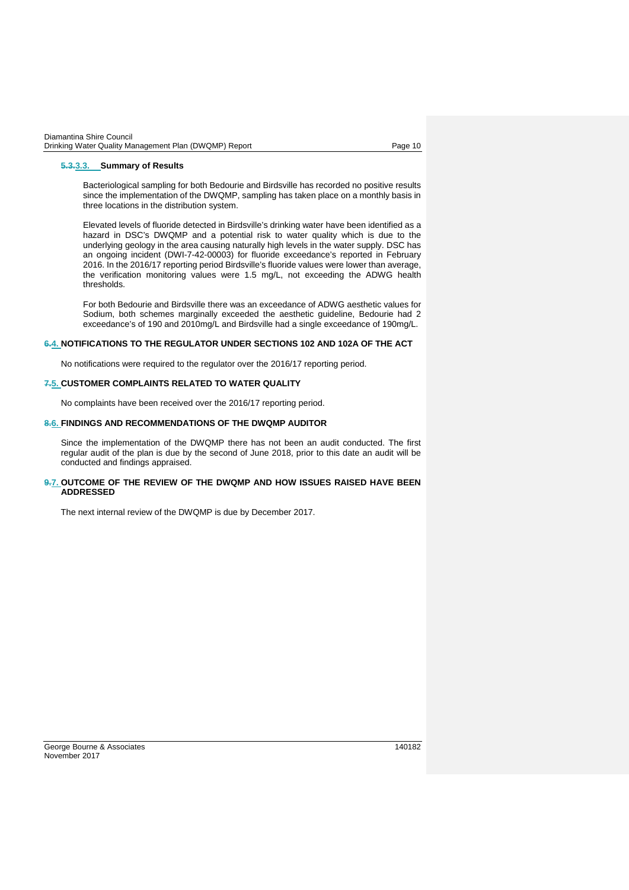#### 5.3.3.3. Summary of Results

Bacteriological sampling for both Bedourie and Birdsville has recorded no positive results since the implementation of the DWQMP, sampling has taken place on a monthly basis in three locations in the distribution system.

Elevated levels of fluoride detected in Birdsville's drinking water have been identified as a hazard in DSC's DWQMP and a potential risk to water quality which is due to the underlying geology in the area causing naturally high levels in the water supply. DSC has an ongoing incident (DWI-7-42-00003) for fluoride exceedance's reported in February 2016. In the 2016/17 reporting period Birdsville's fluoride values were lower than average, the verification monitoring values were 1.5 mg/L, not exceeding the ADWG health thresholds.

For both Bedourie and Birdsville there was an exceedance of ADWG aesthetic values for Sodium, both schemes marginally exceeded the aesthetic guideline, Bedourie had 2 exceedance's of 190 and 2010mg/L and Birdsville had a single exceedance of 190mg/L.

## 6.4. NOTIFICATIONS TO THE REGULATOR UNDER SECTIONS 102 AND 102A OF THE ACT

No notifications were required to the regulator over the 2016/17 reporting period.

## 7.5. CUSTOMER COMPLAINTS RELATED TO WATER QUALITY

No complaints have been received over the 2016/17 reporting period.

## 8.6. FINDINGS AND RECOMMENDATIONS OF THE DWQMP AUDITOR

Since the implementation of the DWQMP there has not been an audit conducted. The first regular audit of the plan is due by the second of June 2018, prior to this date an audit will be conducted and findings appraised.

## 9.7. OUTCOME OF THE REVIEW OF THE DWQMP AND HOW ISSUES RAISED HAVE BEEN ADDRESSED

The next internal review of the DWQMP is due by December 2017.